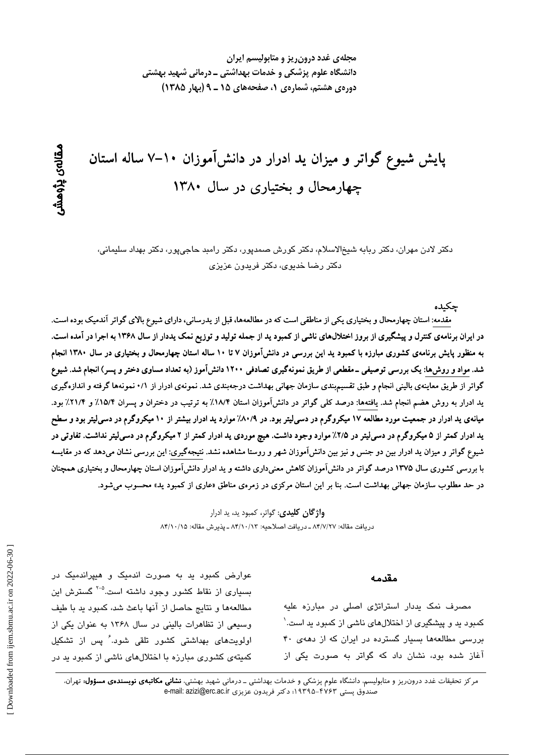مجله‌ی غدد درون‌ریز و متابولیسم ایران
دانشگاه علوم پزشکی و خدمات بهداشتی ـ درمانی شهید بهشتی
دوره‌ی هشتم، شماره‌ی ۱، صفحه‌های ۱۵ ـ ۹ (بهار ۱۳۸۵)

**مقاله‌ی پژوهشی**

# پایش شیوع گواتر و میزان ید ادرار در دانش‌آموزان ۱۰-۷ ساله استان چهارمحال و بختیاری در سال ۱۳۸۰

دکتر لادن مهران، دکتر ربابه شیخ‌الاسلام، دکتر کورش صمدپور، دکتر رامبد حاجی‌پور، دکتر بهداد سلیمانی، دکتر رضا خدیوی، دکتر فریدون عزیزی

## چکیده

مقدمه: استان چهارمحال و بختیاری یکی از مناطقی است که در مطالعه‌ها، قبل از یدرسانی، دارای شیوع بالای گواتر آندمیک بوده است. در ایران برنامه‌ی کنترل و پیشگیری از بروز اختلال‌های ناشی از کمبود ید از جمله تولید و توزیع نمک یددار از سال ۱۳۶۸ به اجرا در آمده است. به منظور پایش برنامه‌ی کشوری مبارزه با کمبود ید این بررسی در دانش‌آموزان ۷ تا ۱۰ ساله استان چهارمحال و بختیاری در سال ۱۳۸۰ انجام شد. مواد و روش‌ها: یک بررسی توصیفی ـ مقطعی از طریق نمونه‌گیری تصادفی ۱۲۰۰ دانش‌آموز (به تعداد مساوی دختر و پسر) انجام شد. شیوع گواتر از طریق معاینه‌ی بالینی انجام و طبق تقسیم‌بندی سازمان جهانی بهداشت درجه‌بندی شد. نمونه‌ی ادرار از ۰/۱ نمونه‌ها گرفته و اندازه‌گیری ید ادرار به روش هضم انجام شد. یافته‌ها: درصد کلی گواتر در دانش‌آموزان استان ۱۸/۷٪ به ترتیب در دختران و پسران ۱۵/۴٪ و ۲۱/۴٪ بود. میانه‌ی ید ادرار در جمعیت مورد مطالعه ۱۷ میکروگرم در دسی‌لیتر بود. در ۸۰/۹٪ موارد ید ادرار بیشتر از ۱۰ میکروگرم در دسی‌لیتر بود و سطح ید ادرار کمتر از ۵ میکروگرم در دسی‌لیتر در ۲/۵٪ موارد وجود داشت. هیچ موردی ید ادرار کمتر از ۲ میکروگرم در دسی‌لیتر نداشت. تفاوتی در شیوع گواتر و میزان ید ادرار بین دو جنس و نیز بین دانش‌آموزان شهر و روستا مشاهده نشد. نتیجه‌گیری: این بررسی نشان می‌دهد که در مقایسه با بررسی کشوری سال ۱۳۷۵ درصد گواتر در دانش‌آموزان کاهش معنی‌داری داشته و ید ادرار دانش‌آموزان استان چهارمحال و بختیاری همچنان در حد مطلوب سازمان جهانی بهداشت است. بنا بر این استان مرکزی در زمره‌ی مناطق «عاری از کمبود ید» محسوب می‌شود.

**واژگان کلیدی**: گواتر، کمبود ید، ید ادرار

دریافت مقاله: ۸۴/۷/۲۷ ـ دریافت اصلاحیه: ۸۴/۱۰/۱۳ ـ پذیرش مقاله: ۸۴/۱۰/۱۵

## مقدمه

مصرف نمک یددار استراتژی اصلی در مبارزه علیه کمبود ید و پیشگیری از اختلال‌های ناشی از کمبود ید است.[۱] بررسی مطالعه‌ها بسیار گسترده در ایران که از دهه‌ی ۴۰ آغاز شده بود، نشان داد که گواتر به صورت یکی از عوارض کمبود ید به صورت اندمیک و هیپراندمیک در بسیاری از نقاط کشور وجود داشته است.[۵-۲] گسترش این مطالعه‌ها و نتایج حاصل از آنها باعث شد، کمبود ید با طیف وسیعی از تظاهرات بالینی در سال ۱۳۶۸ به عنوان یکی از اولویت‌های بهداشتی کشور تلقی شود.[۶] پس از تشکیل کمیته‌ی کشوری مبارزه با اختلال‌های ناشی از کمبود ید در

مرکز تحقیقات غدد درون‌ریز و متابولیسم، دانشگاه علوم پزشکی و خدمات بهداشتی ـ درمانی شهید بهشتی، **نشانی مکاتبه‌ی نویسنده‌ی مسؤول:** تهران، صندوق پستی ۴۷۶۳-۱۹۳۹۵؛ دکتر فریدون عزیزی e-mail: azizi@erc.ac.ir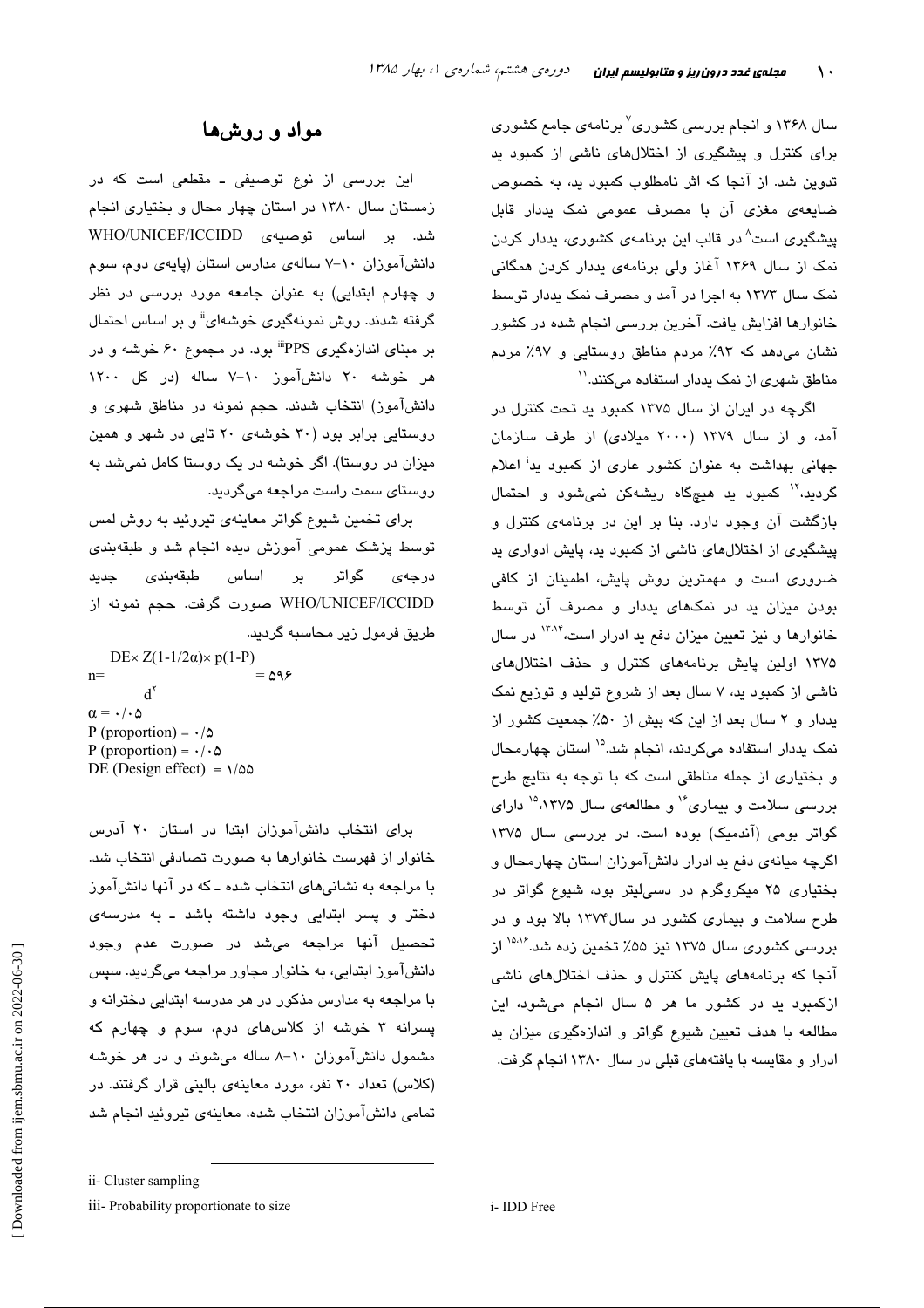سال ۱۳۶۸ و انجام بررسی کشوری[7] برنامه‌ی جامع کشوری برای کنترل و پیشگیری از اختلال‌های ناشی از کمبود ید تدوین شد. از آنجا که اثر نامطلوب کمبود ید، به خصوص ضایعه‌ی مغزی آن با مصرف عمومی نمک یددار قابل پیشگیری است[8] در قالب این برنامه‌ی کشوری، یددار کردن نمک از سال ۱۳۶۹ آغاز ولی برنامه‌ی یددار کردن همگانی نمک سال ۱۳۷۳ به اجرا در آمد و مصرف نمک یددار توسط خانوارها افزایش یافت. آخرین بررسی انجام شده در کشور نشان می‌دهد که ۹۳٪ مردم مناطق روستایی و ۹۷٪ مردم مناطق شهری از نمک یددار استفاده می‌کنند.[11]

اگرچه در ایران از سال ۱۳۷۵ کمبود ید تحت کنترل در آمد، و از سال ۱۳۷۹ (۲۰۰۰ میلادی) از طرف سازمان جهانی بهداشت به عنوان کشور عاری از کمبود ید[i] اعلام گردید،[12] کمبود ید هیچگاه ریشه‌کن نمی‌شود و احتمال بازگشت آن وجود دارد. بنا بر این در برنامه‌ی کنترل و پیشگیری از اختلال‌های ناشی از کمبود ید، پایش ادواری ید ضروری است و مهمترین روش پایش، اطمینان از کافی بودن میزان ید در نمک‌های یددار و مصرف آن توسط خانوارها و نیز تعیین میزان دفع ید ادرار است،[13,14] در سال ۱۳۷۵ اولین پایش برنامه‌های کنترل و حذف اختلال‌های ناشی از کمبود ید، ۷ سال بعد از شروع تولید و توزیع نمک یددار و ۲ سال بعد از این که بیش از ۵۰٪ جمعیت کشور از نمک یددار استفاده می‌کردند، انجام شد.[15] استان چهارمحال و بختیاری از جمله مناطقی است که با توجه به نتایج طرح بررسی سلامت و بیماری[16] و مطالعه‌ی سال ۱۳۷۵،[15] دارای گواتر بومی (آندمیک) بوده است. در بررسی سال ۱۳۷۵ اگرچه میانه‌ی دفع ید ادرار دانش‌آموزان استان چهارمحال و بختیاری ۲۵ میکروگرم در دسی‌لیتر بود، شیوع گواتر در طرح سلامت و بیماری کشور در سال۱۳۷۴ بالا بود و در بررسی کشوری سال ۱۳۷۵ نیز ۵۵٪ تخمین زده شد.[15,16] از آنجا که برنامه‌های پایش کنترل و حذف اختلال‌های ناشی ازکمبود ید در کشور ما هر ۵ سال انجام می‌شود، این مطالعه با هدف تعیین شیوع گواتر و اندازه‌گیری میزان ید ادرار و مقایسه با یافته‌های قبلی در سال ۱۳۸۰ انجام گرفت.

## مواد و روش‌ها

این بررسی از نوع توصیفی ـ مقطعی است که در زمستان سال ۱۳۸۰ در استان چهار محال و بختیاری انجام شد. بر اساس توصیه‌ی WHO/UNICEF/ICCIDD دانش‌آموزان ۱۰-۷ ساله‌ی مدارس استان (پایه‌ی دوم، سوم و چهارم ابتدایی) به عنوان جامعه مورد بررسی در نظر گرفته شدند. روش نمونه‌گیری خوشه‌ای[ii] و بر اساس احتمال بر مبنای اندازه‌گیری PPS[iii] بود. در مجموع ۶۰ خوشه و در هر خوشه ۲۰ دانش‌آموز ۱۰-۷ ساله (در کل ۱۲۰۰ دانش‌آموز) انتخاب شدند. حجم نمونه در مناطق شهری و روستایی برابر بود (۳۰ خوشه‌ی ۲۰ تایی در شهر و همین میزان در روستا). اگر خوشه در یک روستا کامل نمی‌شد به روستای سمت راست مراجعه می‌گردید.

برای تخمین شیوع گواتر معاینه‌ی تیروئید به روش لمس توسط پزشک عمومی آموزش دیده انجام شد و طبقه‌بندی درجه‌ی گواتر بر اساس طبقه‌بندی جدید WHO/UNICEF/ICCIDD صورت گرفت. حجم نمونه از طریق فرمول زیر محاسبه گردید.

$$n = \frac{DE \times Z(1-1/2\alpha) \times p(1-P)}{d^2} = ۵۹۶$$

$\alpha = ۰/۰۵$

P (proportion) = ۰/۵

P (proportion) = ۰/۰۵

DE (Design effect) = ۱/۵۵

برای انتخاب دانش‌آموزان ابتدا در استان ۲۰ آدرس خانوار از فهرست خانوارها به صورت تصادفی انتخاب شد. با مراجعه به نشانی‌های انتخاب شده ـ که در آنها دانش‌آموز دختر و پسر ابتدایی وجود داشته باشد ـ به مدرسه‌ی تحصیل آنها مراجعه می‌شد در صورت عدم وجود دانش‌آموز ابتدایی، به خانوار مجاور مراجعه می‌گردید. سپس با مراجعه به مدارس مذکور در هر مدرسه ابتدایی دخترانه و پسرانه ۳ خوشه از کلاس‌های دوم، سوم و چهارم که مشمول دانش‌آموزان ۱۰-۸ ساله می‌شوند و در هر خوشه (کلاس) تعداد ۲۰ نفر، مورد معاینه‌ی بالینی قرار گرفتند. در تمامی دانش‌آموزان انتخاب شده، معاینه‌ی تیروئید انجام شد

---

i- IDD Free

ii- Cluster sampling

iii- Probability proportionate to size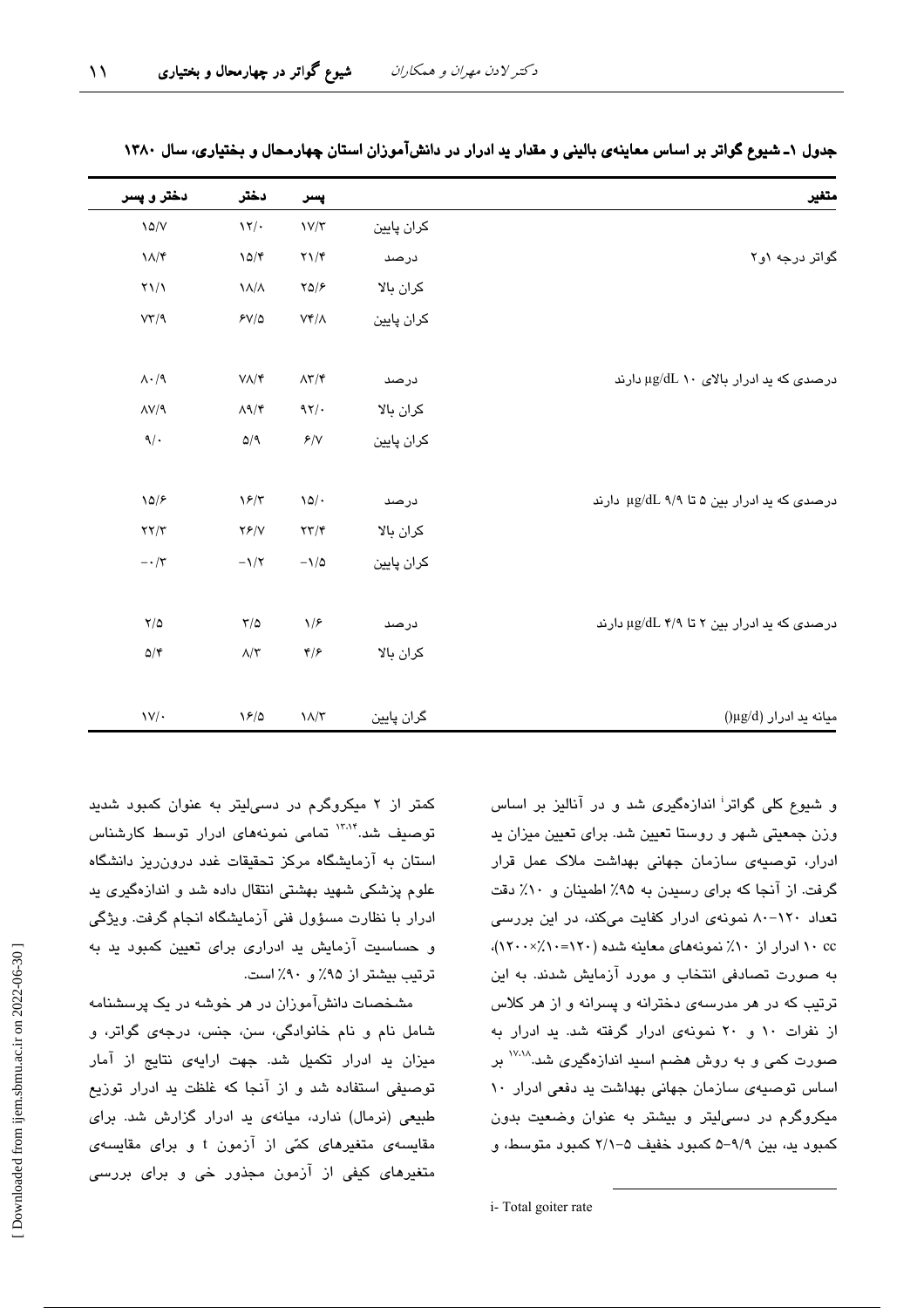جدول ۱ـ شیوع گواتر بر اساس معاینه‌ی بالینی و مقدار ید ادرار در دانش‌آموزان استان چهارمحال و بختیاری، سال ۱۳۸۰

| متغیر | | پسر | دختر | دختر و پسر |
|---|---|---|---|---|
| | کران پایین | ۱۷/۳ | ۱۲/۰ | ۱۵/۷ |
| گواتر درجه ۱و۲ | درصد | ۲۱/۴ | ۱۵/۴ | ۱۸/۴ |
| | کران بالا | ۲۵/۶ | ۱۸/۸ | ۲۱/۱ |
| | کران پایین | ۷۴/۸ | ۶۷/۵ | ۷۳/۹ |
| درصدی که ید ادرار بالای ۱۰ µg/dL دارند | درصد | ۸۳/۴ | ۷۸/۴ | ۸۰/۹ |
| | کران بالا | ۹۲/۰ | ۸۹/۴ | ۸۷/۹ |
| | کران پایین | ۶/۷ | ۵/۹ | ۹/۰ |
| درصدی که ید ادرار بین ۵ تا ۹/۹ µg/dL دارند | درصد | ۱۵/۰ | ۱۶/۳ | ۱۵/۶ |
| | کران بالا | ۲۳/۴ | ۲۶/۷ | ۲۲/۳ |
| | کران پایین | -۱/۵ | -۱/۲ | -۰/۳ |
| درصدی که ید ادرار بین ۲ تا ۴/۹ µg/dL دارند | درصد | ۱/۶ | ۳/۵ | ۲/۵ |
| | کران بالا | ۴/۶ | ۸/۳ | ۵/۴ |
| میانه ید ادرار (µg/d) | گران پایین | ۱۸/۳ | ۱۶/۵ | ۱۷/۰ |

و شیوع کلی گواتر[i] اندازه‌گیری شد و در آنالیز بر اساس وزن جمعیتی شهر و روستا تعیین شد. برای تعیین میزان ید ادرار، توصیه‌ی سازمان جهانی بهداشت ملاک عمل قرار گرفت. از آنجا که برای رسیدن به ۹۵٪ اطمینان و ۱۰٪ دقت تعداد ۱۲۰-۸۰ نمونه‌ی ادرار کفایت می‌کند، در این بررسی ۱۰ cc ادرار از ۱۰٪ نمونه‌های معاینه شده (۱۲۰=۱۰٪×۱۲۰۰)، به صورت تصادفی انتخاب و مورد آزمایش شدند. به این ترتیب که در هر مدرسه‌ی دخترانه و پسرانه و از هر کلاس از نفرات ۱۰ و ۲۰ نمونه‌ی ادرار گرفته شد. ید ادرار به صورت کمی و به روش هضم اسید اندازه‌گیری شد.[17،18] بر اساس توصیه‌ی سازمان جهانی بهداشت ید دفعی ادرار ۱۰ میکروگرم در دسی‌لیتر و بیشتر به عنوان وضعیت بدون کمبود ید، بین ۹/۹-۵ کمبود خفیف ۵-۲/۱ کمبود متوسط، و کمتر از ۲ میکروگرم در دسی‌لیتر به عنوان کمبود شدید توصیف شد.[13،14] تمامی نمونه‌های ادرار توسط کارشناس استان به آزمایشگاه مرکز تحقیقات غدد درون‌ریز دانشگاه علوم پزشکی شهید بهشتی انتقال داده شد و اندازه‌گیری ید ادرار با نظارت مسؤول فنی آزمایشگاه انجام گرفت. ویژگی و حساسیت آزمایش ید ادراری برای تعیین کمبود ید به ترتیب بیشتر از ۹۵٪ و ۹۰٪ است.

مشخصات دانش‌آموزان در هر خوشه در یک پرسشنامه شامل نام و نام خانوادگی، سن، جنس، درجه‌ی گواتر، و میزان ید ادرار تکمیل شد. جهت ارایه‌ی نتایج از آمار توصیفی استفاده شد و از آنجا که غلظت ید ادرار توزیع طبیعی (نرمال) ندارد، میانه‌ی ید ادرار گزارش شد. برای مقایسه‌ی متغیرهای کمّی از آزمون t و برای مقایسه‌ی متغیرهای کیفی از آزمون مجذور خی و برای بررسی

i- Total goiter rate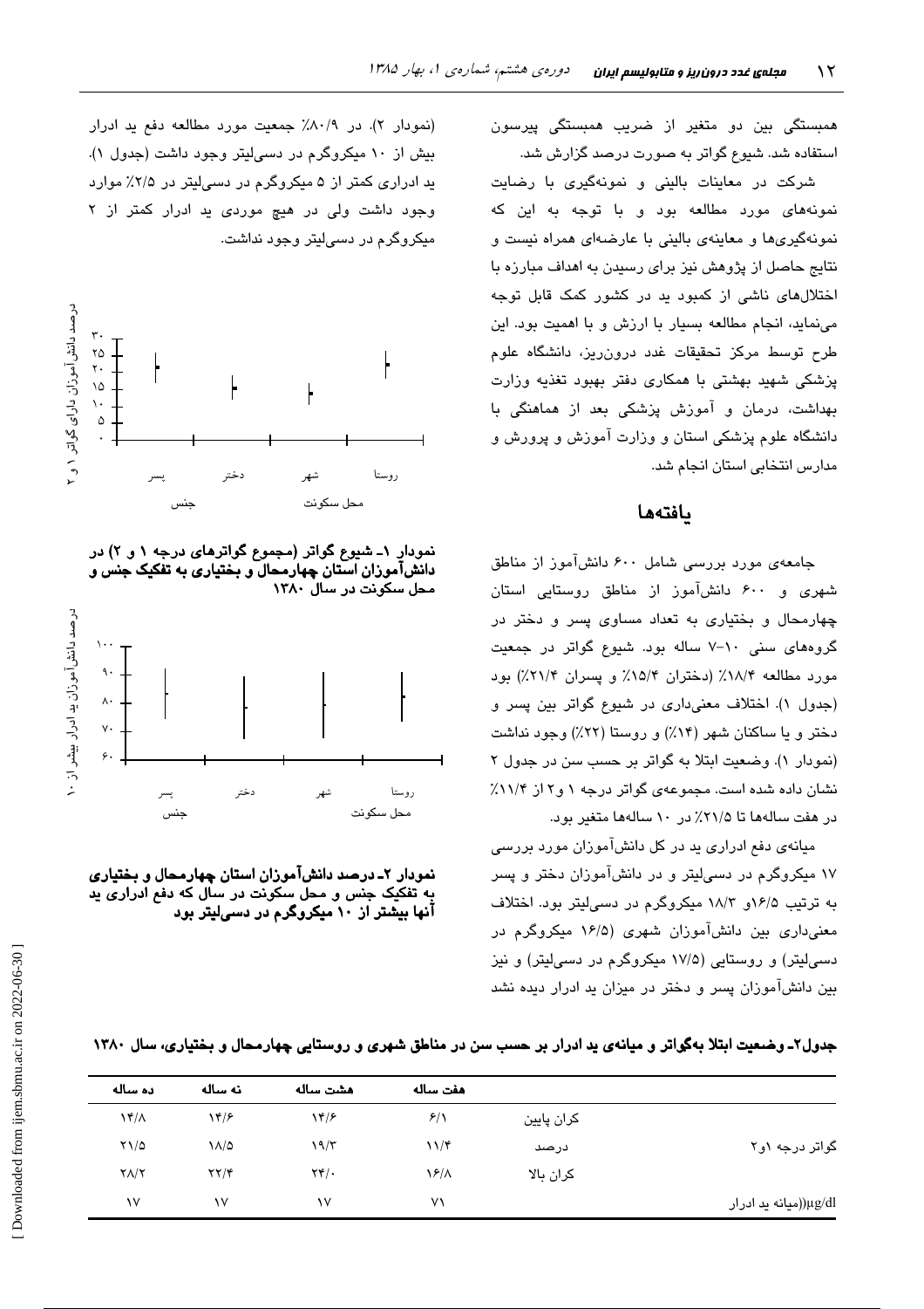همبستگی بین دو متغیر از ضریب همبستگی پیرسون استفاده شد. شیوع گواتر به صورت درصد گزارش شد.

شرکت در معاینات بالینی و نمونه‌گیری با رضایت نمونه‌های مورد مطالعه بود و با توجه به این که نمونه‌گیری‌ها و معاینه‌ی بالینی با عارضه‌ای همراه نیست و نتایج حاصل از پژوهش نیز برای رسیدن به اهداف مبارزه با اختلال‌های ناشی از کمبود ید در کشور کمک قابل توجه می‌نماید، انجام مطالعه بسیار با ارزش و با اهمیت بود. این طرح توسط مرکز تحقیقات غدد درون‌ریز، دانشگاه علوم پزشکی شهید بهشتی با همکاری دفتر بهبود تغذیه وزارت بهداشت، درمان و آموزش پزشکی بعد از هماهنگی با دانشگاه علوم پزشکی استان و وزارت آموزش و پرورش و مدارس انتخابی استان انجام شد.

## یافته‌ها

جامعه‌ی مورد بررسی شامل ۶۰۰ دانش‌آموز از مناطق شهری و ۶۰۰ دانش‌آموز از مناطق روستایی استان چهارمحال و بختیاری به تعداد مساوی پسر و دختر در گروه‌های سنی ۱۰-۷ ساله بود. شیوع گواتر در جمعیت مورد مطالعه ۱۸/۴٪ (دختران ۱۵/۴٪ و پسران ۲۱/۴٪) بود (جدول ۱). اختلاف معنی‌داری در شیوع گواتر بین پسر و دختر و یا ساکنان شهر (۱۴٪) و روستا (۲۲٪) وجود نداشت (نمودار ۱). وضعیت ابتلا به گواتر بر حسب سن در جدول ۲ نشان داده شده است. مجموعه‌ی گواتر درجه ۱ و ۲ از ۱۱/۴٪ در هفت ساله‌ها تا ۲۱/۵٪ در ۱۰ ساله‌ها متغیر بود.

میانه‌ی دفع ادراری ید در کل دانش‌آموزان مورد بررسی ۱۷ میکروگرم در دسی‌لیتر و در دانش‌آموزان دختر و پسر به ترتیب ۱۶/۵ و ۱۸/۳ میکروگرم در دسی‌لیتر بود. اختلاف معنی‌داری بین دانش‌آموزان شهری (۱۶/۵ میکروگرم در دسی‌لیتر) و روستایی (۱۷/۵ میکروگرم در دسی‌لیتر) و نیز بین دانش‌آموزان پسر و دختر در میزان ید ادرار دیده نشد (نمودار ۲). در ۸۰/۹٪ جمعیت مورد مطالعه دفع ید ادرار بیش از ۱۰ میکروگرم در دسی‌لیتر وجود داشت (جدول ۱). ید ادراری کمتر از ۵ میکروگرم در دسی‌لیتر در ۲/۵٪ موارد وجود داشت ولی در هیچ موردی ید ادرار کمتر از ۲ میکروگرم در دسی‌لیتر وجود نداشت.

نمودار ۱- شیوع گواتر (مجموع گواترهای درجه ۱ و ۲) در دانش‌آموزان استان چهارمحال و بختیاری به تفکیک جنس و محل سکونت در سال ۱۳۸۰

نمودار ۲- درصد دانش‌آموزان استان چهارمحال و بختیاری به تفکیک جنس و محل سکونت در سال که دفع ادراری ید آنها بیشتر از ۱۰ میکروگرم در دسی‌لیتر بود

**جدول۲- وضعیت ابتلا به‌گواتر و میانه‌ی ید ادرار بر حسب سن در مناطق شهری و روستایی چهارمحال و بختیاری، سال ۱۳۸۰**

| | | هفت ساله | هشت ساله | نه ساله | ده ساله |
|---|---|---|---|---|---|
| گواتر درجه ۱و۲ | کران پایین | ۶/۱ | ۱۴/۶ | ۱۴/۶ | ۱۴/۸ |
| | درصد | ۱۱/۴ | ۱۹/۳ | ۱۸/۵ | ۲۱/۵ |
| | کران بالا | ۱۶/۸ | ۲۴/۰ | ۲۲/۴ | ۲۸/۲ |
| (μg/dl)(میانه ید ادرار | | ۷۱ | ۱۷ | ۱۷ | ۱۷ |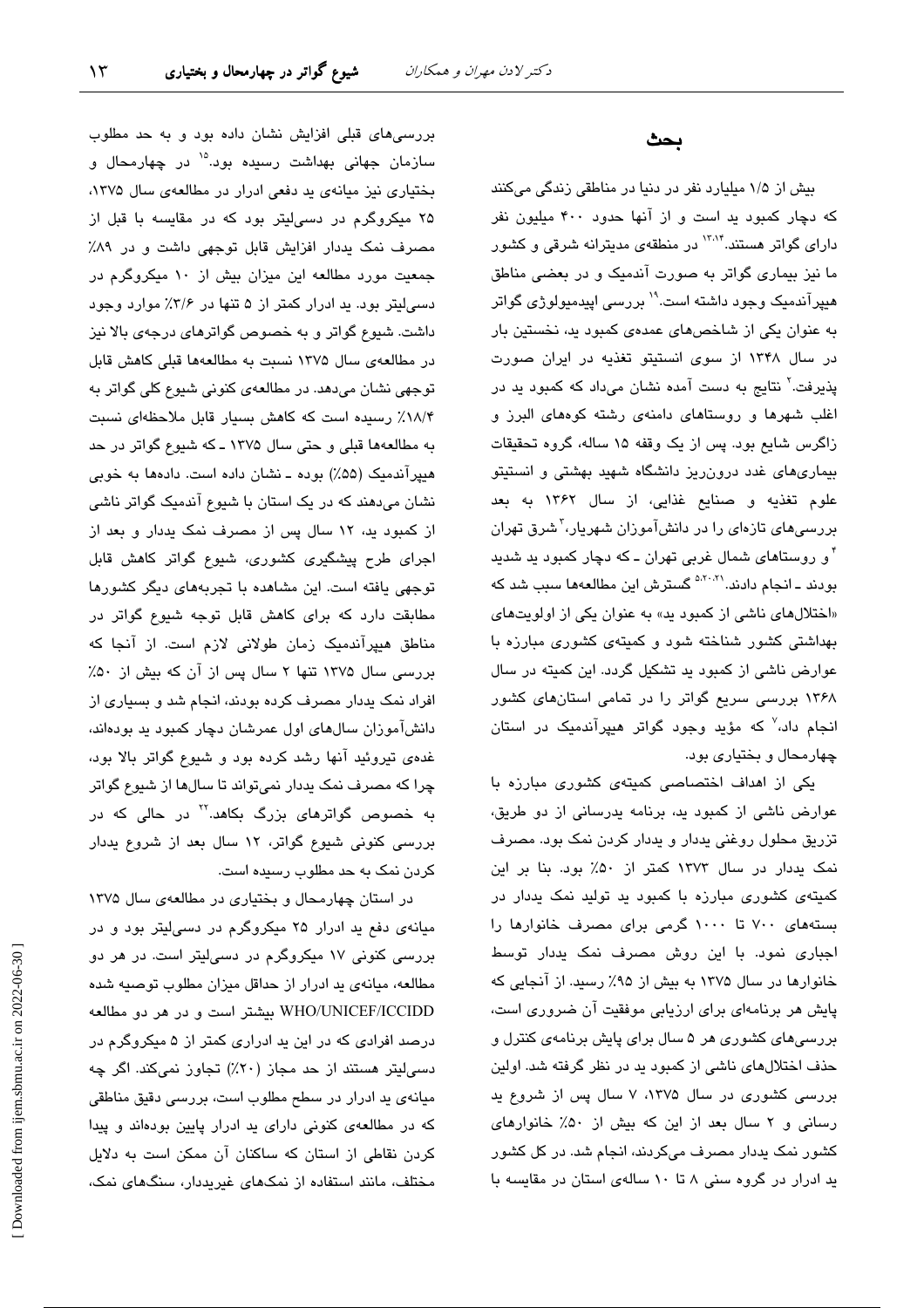## بحث

بیش از ۱/۵ میلیارد نفر در دنیا در مناطق زندگی می‌کنند که دچار کمبود ید است و از آنها حدود ۴۰۰ میلیون نفر دارای گواتر هستند.[۱۳،۱۴] در منطقه‌ی مدیترانه شرقی و کشور ما نیز بیماری گواتر به صورت آندمیک و در بعضی مناطق هیپرآندمیک وجود داشته است.[۱۹] بررسی اپیدمیولوژی گواتر به عنوان یکی از شاخص‌های عمده‌ی کمبود ید، نخستین بار در سال ۱۳۴۸ از سوی انستیتو تغذیه در ایران صورت پذیرفت.[۲] نتایج به دست آمده نشان می‌داد که کمبود ید در اغلب شهرها و روستاهای دامنه‌ی رشته کوه‌های البرز و زاگرس شایع بود. پس از یک وقفه ۱۵ ساله، گروه تحقیقات بیماری‌های غدد درون‌ریز دانشگاه شهید بهشتی و انستیتو علوم تغذیه و صنایع غذایی، از سال ۱۳۶۲ به بعد بررسی‌های تازه‌ای را در دانش‌آموزان شهریار،[۳] شرق تهران[۴] و روستاهای شمال غربی تهران ـ که دچار کمبود ید شدید بودند ـ انجام دادند.[۵،۲۰،۲۱] گسترش این مطالعه‌ها سبب شد که «اختلال‌های ناشی از کمبود ید» به عنوان یکی از اولویت‌های بهداشتی کشور شناخته شود و کمیته‌ی کشوری مبارزه با عوارض ناشی از کمبود ید تشکیل گردد. این کمیته در سال ۱۳۶۸ بررسی سریع گواتر را در تمامی استان‌های کشور انجام داد،[۷] که مؤید وجود گواتر هیپرآندمیک در استان چهارمحال و بختیاری بود.

یکی از اهداف اختصاصی کمیته‌ی کشوری مبارزه با عوارض ناشی از کمبود ید، برنامه یدرسانی از دو طریق، تزریق محلول روغنی یددار و یددار کردن نمک بود. مصرف نمک یددار در سال ۱۳۷۳ کمتر از ۵۰٪ بود. بنا بر این کمیته‌ی کشوری مبارزه با کمبود ید تولید نمک یددار در بسته‌های ۷۰۰ تا ۱۰۰۰ گرمی برای مصرف خانوارها را اجباری نمود. با این روش مصرف نمک یددار توسط خانوارها در سال ۱۳۷۵ به بیش از ۹۵٪ رسید. از آنجایی که پایش هر برنامه‌ای برای ارزیابی موفقیت آن ضروری است، بررسی‌های کشوری هر ۵ سال برای پایش برنامه‌ی کنترل و حذف اختلال‌های ناشی از کمبود ید در نظر گرفته شد. اولین بررسی کشوری در سال ۱۳۷۵، ۷ سال پس از شروع ید رسانی و ۲ سال بعد از این که بیش از ۵۰٪ خانوارهای کشور نمک یددار مصرف می‌کردند، انجام شد. در کل کشور ید ادرار در گروه سنی ۸ تا ۱۰ ساله‌ی استان در مقایسه با بررسی‌های قبلی افزایش نشان داده بود و به حد مطلوب سازمان جهانی بهداشت رسیده بود.[۱۵] در چهارمحال و بختیاری نیز میانه‌ی ید دفعی ادرار در مطالعه‌ی سال ۱۳۷۵، ۲۵ میکروگرم در دسی‌لیتر بود که در مقایسه با قبل از مصرف نمک یددار افزایش قابل توجهی داشت و در ۸۹٪ جمعیت مورد مطالعه این میزان بیش از ۱۰ میکروگرم در دسی‌لیتر بود. ید ادرار کمتر از ۵ تنها در ۳/۶٪ موارد وجود داشت. شیوع گواتر و به خصوص گواترهای درجه‌ی بالا نیز در مطالعه‌ی سال ۱۳۷۵ نسبت به مطالعه‌ها قبلی کاهش قابل توجهی نشان می‌دهد. در مطالعه‌ی کنونی شیوع کلی گواتر به ۱۸/۴٪ رسیده است که کاهش بسیار قابل ملاحظه‌ای نسبت به مطالعه‌ها قبلی و حتی سال ۱۳۷۵ ـ که شیوع گواتر در حد هیپرآندمیک (۵۵٪) بوده ـ نشان داده است. داده‌ها به خوبی نشان می‌دهند که در یک استان با شیوع آندمیک گواتر ناشی از کمبود ید، ۱۲ سال پس از مصرف نمک یددار و بعد از اجرای طرح پیشگیری کشوری، شیوع گواتر کاهش قابل توجهی یافته است. این مشاهده با تجربه‌های دیگر کشورها مطابقت دارد که برای کاهش قابل توجه شیوع گواتر در مناطق هیپرآندمیک زمان طولانی لازم است. از آنجا که بررسی سال ۱۳۷۵ تنها ۲ سال پس از آن که بیش از ۵۰٪ افراد نمک یددار مصرف کرده بودند، انجام شد و بسیاری از دانش‌آموزان سال‌های اول عمرشان دچار کمبود ید بوده‌اند، غده‌ی تیروئید آنها رشد کرده بود و شیوع گواتر بالا بود، چرا که مصرف نمک یددار نمی‌تواند تا سال‌ها از شیوع گواتر به خصوص گواترهای بزرگ بکاهد.[۲۲] در حالی که در بررسی کنونی شیوع گواتر، ۱۲ سال بعد از شروع یددار کردن نمک به حد مطلوب رسیده است.

در استان چهارمحال و بختیاری در مطالعه‌ی سال ۱۳۷۵ میانه‌ی دفع ید ادرار ۲۵ میکروگرم در دسی‌لیتر بود و در بررسی کنونی ۱۷ میکروگرم در دسی‌لیتر است. در هر دو مطالعه، میانه‌ی ید ادرار از حداقل میزان مطلوب توصیه شده WHO/UNICEF/ICCIDD بیشتر است و در هر دو مطالعه درصد افرادی که در این ید ادراری کمتر از ۵ میکروگرم در دسی‌لیتر هستند از حد مجاز (۲۰٪) تجاوز نمی‌کند. اگر چه میانه‌ی ید ادرار در سطح مطلوب است، بررسی دقیق مناطقی که در مطالعه‌ی کنونی دارای ید ادرار پایین بوده‌اند و پیدا کردن نقاطی از استان که ساکنان آن ممکن است به دلایل مختلف، مانند استفاده از نمک‌های غیریددار، سنگ‌های نمک،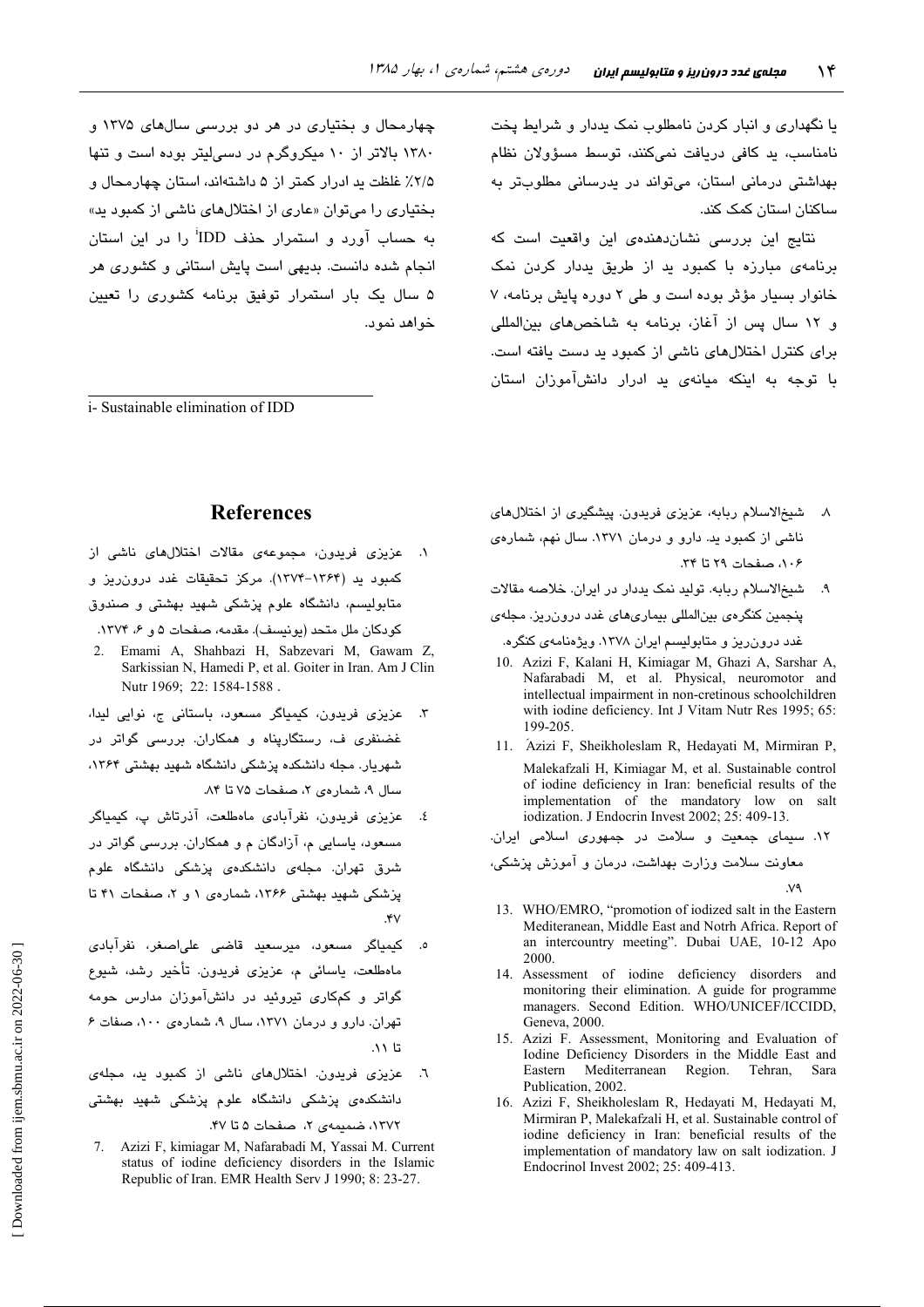یا نگهداری و انبار کردن نامطلوب نمک یددار و شرایط پخت نامناسب، ید کافی دریافت نمی‌کنند، توسط مسؤولان نظام بهداشتی درمانی استان، می‌تواند در یدرسانی مطلوب‌تر به ساکنان استان کمک کند.

نتایج این بررسی نشان‌دهنده‌ی این واقعیت است که برنامه‌ی مبارزه با کمبود ید از طریق یددار کردن نمک خانوار بسیار مؤثر بوده است و طی ۲ دوره پایش برنامه، ۷ و ۱۲ سال پس از آغاز، برنامه به شاخص‌های بین‌المللی برای کنترل اختلال‌های ناشی از کمبود ید دست یافته است. با توجه به اینکه میانه‌ی ید ادرار دانش‌آموزان استان چهارمحال و بختیاری در هر دو بررسی سال‌های ۱۳۷۵ و ۱۳۸۰ بالاتر از ۱۰ میکروگرم در دسی‌لیتر بوده است و تنها ۲/۵٪ غلظت ید ادرار کمتر از ۵ داشته‌اند، استان چهارمحال و بختیاری را می‌توان «عاری از اختلال‌های ناشی از کمبود ید» به حساب آورد و استمرار حذف IDD[i] را در این استان انجام شده دانست. بدیهی است پایش استانی و کشوری هر ۵ سال یک بار استمرار توفیق برنامه کشوری را تعیین خواهد نمود.

i- Sustainable elimination of IDD

## References

۱. عزیزی فریدون، مجموعه‌ی مقالات اختلال‌های ناشی از کمبود ید (۱۳۶۴-۱۳۷۴). مرکز تحقیقات غدد درون‌ریز و متابولیسم، دانشگاه علوم پزشکی شهید بهشتی و صندوق کودکان ملل متحد (یونیسف). مقدمه، صفحات ۵ و ۶، ۱۳۷۴.

2. Emami A, Shahbazi H, Sabzevari M, Gawam Z, Sarkissian N, Hamedi P, et al. Goiter in Iran. Am J Clin Nutr 1969; 22: 1584-1588 .

۳. عزیزی فریدون، کیمیاگر مسعود، باستانی ج، نوایی لیدا، غضنفری ف، رستگارپناه و همکاران. بررسی گواتر در شهریار. مجله دانشکده پزشکی دانشگاه شهید بهشتی ۱۳۶۴، سال ۹، شماره‌ی ۲، صفحات ۷۵ تا ۸۴.

٤. عزیزی فریدون، نفرآبادی ماه‌طلعت، آذرتاش پ، کیمیاگر مسعود، یاسایی م، آزادگان م و همکاران. بررسی گواتر در شرق تهران. مجله‌ی دانشکده‌ی پزشکی دانشگاه علوم پزشکی شهید بهشتی ۱۳۶۶، شماره‌ی ۱ و ۲، صفحات ۴۱ تا ۴۷.

٥. کیمیاگر مسعود، میرسعید قاضی علی‌اصغر، نفرآبادی ماه‌طلعت، یاسائی م، عزیزی فریدون. تأخیر رشد، شیوع گواتر و کم‌کاری تیروئید در دانش‌آموزان مدارس حومه تهران. دارو و درمان ۱۳۷۱، سال ۹، شماره‌ی ۱۰۰، صفات ۶ تا ۱۱.

٦. عزیزی فریدون. اختلال‌های ناشی از کمبود ید، مجله‌ی دانشکده‌ی پزشکی دانشگاه علوم پزشکی شهید بهشتی ۱۳۷۲، ضمیمه‌ی ۲، صفحات ۵ تا ۴۷.

7. Azizi F, kimiagar M, Nafarabadi M, Yassai M. Current status of iodine deficiency disorders in the Islamic Republic of Iran. EMR Health Serv J 1990; 8: 23-27.

۸. شیخ‌الاسلام ربابه، عزیزی فریدون. پیشگیری از اختلال‌های ناشی از کمبود ید. دارو و درمان ۱۳۷۱. سال نهم، شماره‌ی ۱۰۶، صفحات ۲۹ تا ۳۴.

۹. شیخ‌الاسلام ربابه. تولید نمک یددار در ایران. خلاصه مقالات پنجمین کنگره‌ی بین‌المللی بیماری‌های غدد درون‌ریز. مجله‌ی غدد درون‌ریز و متابولیسم ایران ۱۳۷۸. ویژه‌نامه‌ی کنگره.

10. Azizi F, Kalani H, Kimiagar M, Ghazi A, Sarshar A, Nafarabadi M, et al. Physical, neuromotor and intellectual impairment in non-cretinous schoolchildren with iodine deficiency. Int J Vitam Nutr Res 1995; 65: 199-205.

11. Azizi F, Sheikholeslam R, Hedayati M, Mirmiran P, Malekafzali H, Kimiagar M, et al. Sustainable control of iodine deficiency in Iran: beneficial results of the implementation of the mandatory low on salt iodization. J Endocrin Invest 2002; 25: 409-13.

۱۲. سیمای جمعیت و سلامت در جمهوری اسلامی ایران. معاونت سلامت وزارت بهداشت، درمان و آموزش پزشکی، ۷۹.

13. WHO/EMRO, "promotion of iodized salt in the Eastern Mediteranean, Middle East and Notrh Africa. Report of an intercountry meeting". Dubai UAE, 10-12 Apo 2000.

14. Assessment of iodine deficiency disorders and monitoring their elimination. A guide for programme managers. Second Edition. WHO/UNICEF/ICCIDD, Geneva, 2000.

15. Azizi F. Assessment, Monitoring and Evaluation of Iodine Deficiency Disorders in the Middle East and Eastern Mediterranean Region. Tehran, Sara Publication, 2002.

16. Azizi F, Sheikholeslam R, Hedayati M, Hedayati M, Mirmiran P, Malekafzali H, et al. Sustainable control of iodine deficiency in Iran: beneficial results of the implementation of mandatory law on salt iodization. J Endocrinol Invest 2002; 25: 409-413.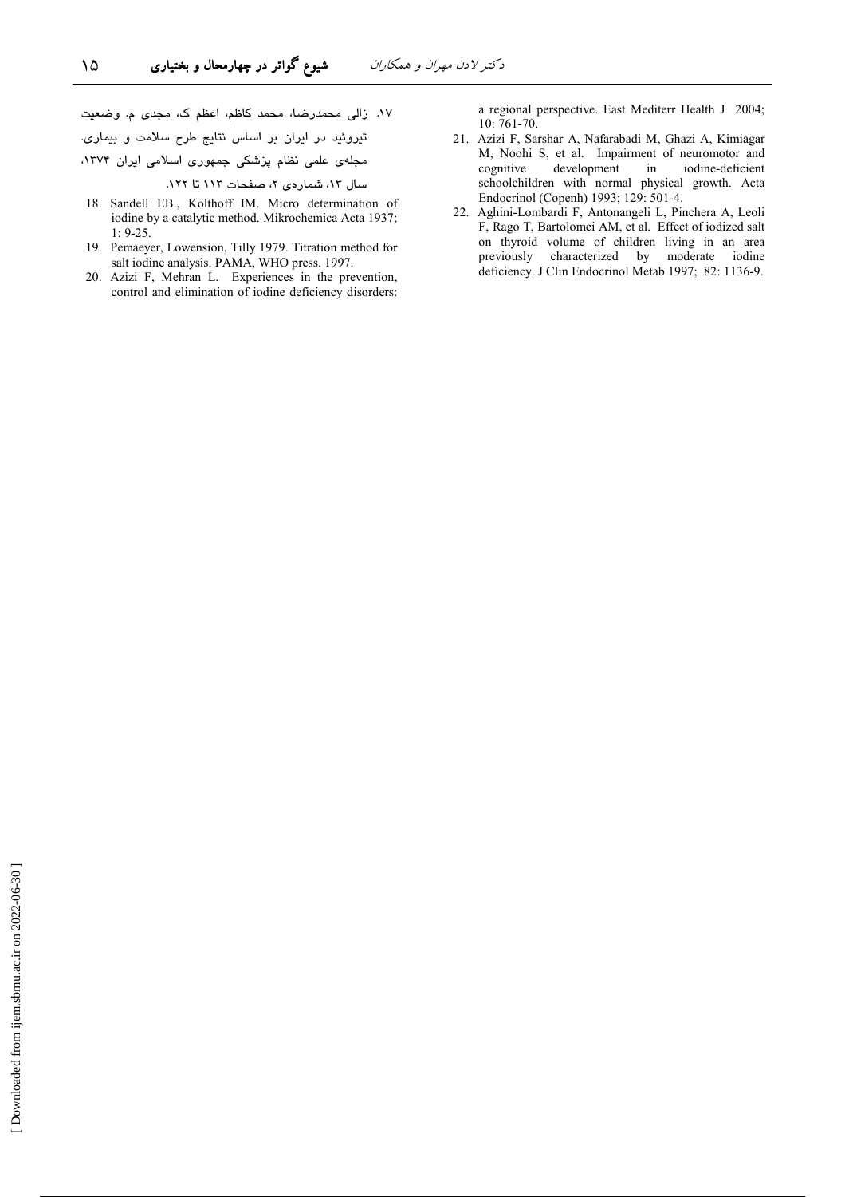۱۷. زالی محمدرضا، محمد کاظم، اعظم ک، مجدی م. وضعیت تیروئید در ایران بر اساس نتایج طرح سلامت و بیماری. مجله‌ی علمی نظام پزشکی جمهوری اسلامی ایران ۱۳۷۴، سال ۱۳، شماره‌ی ۲، صفحات ۱۱۳ تا ۱۲۲.

18. Sandell EB., Kolthoff IM. Micro determination of iodine by a catalytic method. Mikrochemica Acta 1937; 1: 9-25.
19. Pemaeyer, Lowension, Tilly 1979. Titration method for salt iodine analysis. PAMA, WHO press. 1997.
20. Azizi F, Mehran L. Experiences in the prevention, control and elimination of iodine deficiency disorders: a regional perspective. East Mediterr Health J 2004; 10: 761-70.
21. Azizi F, Sarshar A, Nafarabadi M, Ghazi A, Kimiagar M, Noohi S, et al. Impairment of neuromotor and cognitive development in iodine-deficient schoolchildren with normal physical growth. Acta Endocrinol (Copenh) 1993; 129: 501-4.
22. Aghini-Lombardi F, Antonangeli L, Pinchera A, Leoli F, Rago T, Bartolomei AM, et al. Effect of iodized salt on thyroid volume of children living in an area previously characterized by moderate iodine deficiency. J Clin Endocrinol Metab 1997; 82: 1136-9.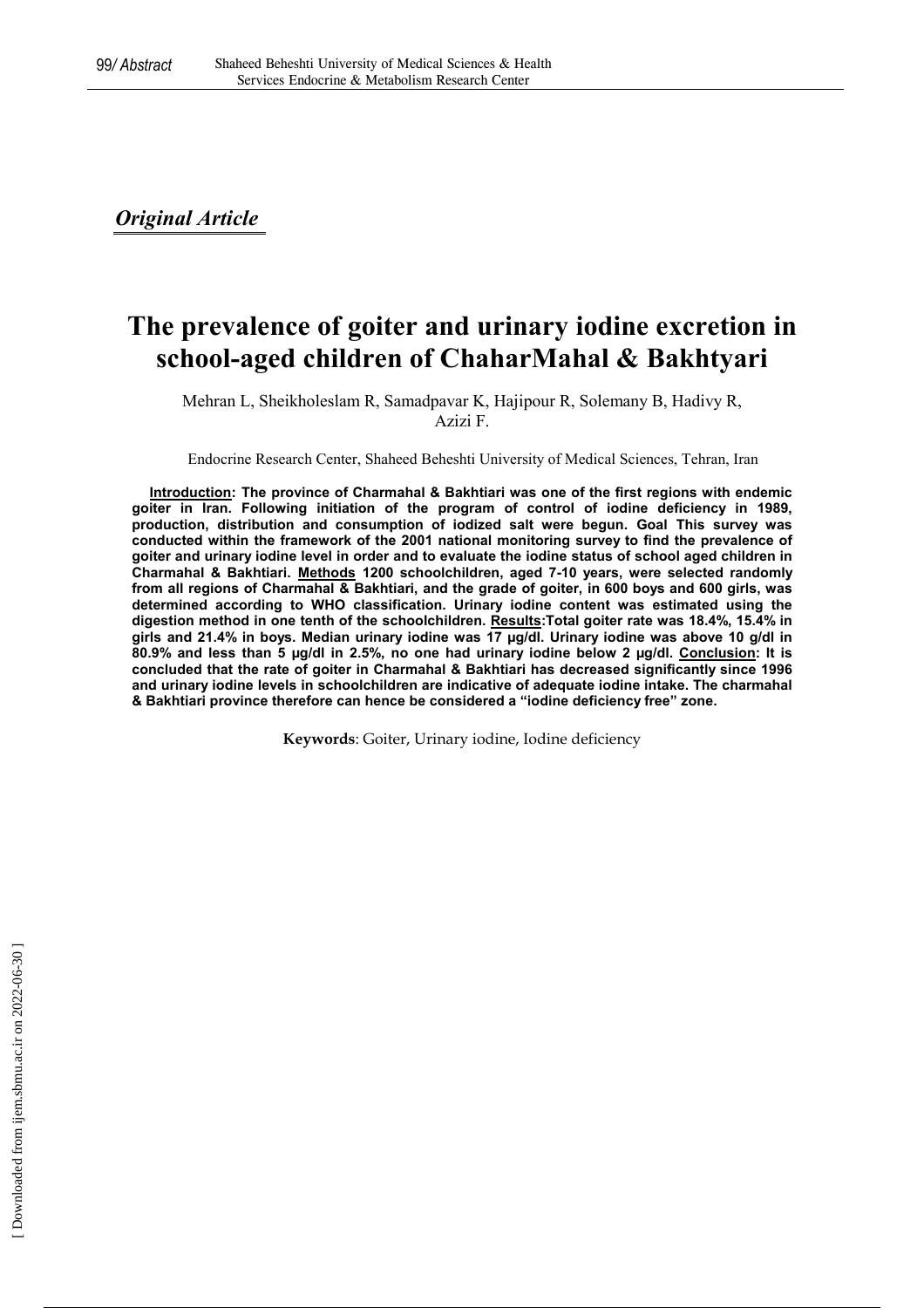*Original Article*

# The prevalence of goiter and urinary iodine excretion in school-aged children of ChaharMahal & Bakhtyari

Mehran L, Sheikholeslam R, Samadpavar K, Hajipour R, Solemany B, Hadivy R, Azizi F.

Endocrine Research Center, Shaheed Beheshti University of Medical Sciences, Tehran, Iran

**Introduction: The province of Charmahal & Bakhtiari was one of the first regions with endemic goiter in Iran. Following initiation of the program of control of iodine deficiency in 1989, production, distribution and consumption of iodized salt were begun. Goal This survey was conducted within the framework of the 2001 national monitoring survey to find the prevalence of goiter and urinary iodine level in order and to evaluate the iodine status of school aged children in Charmahal & Bakhtiari. Methods 1200 schoolchildren, aged 7-10 years, were selected randomly from all regions of Charmahal & Bakhtiari, and the grade of goiter, in 600 boys and 600 girls, was determined according to WHO classification. Urinary iodine content was estimated using the digestion method in one tenth of the schoolchildren. Results:Total goiter rate was 18.4%, 15.4% in girls and 21.4% in boys. Median urinary iodine was 17 µg/dl. Urinary iodine was above 10 g/dl in 80.9% and less than 5 µg/dl in 2.5%, no one had urinary iodine below 2 µg/dl. Conclusion: It is concluded that the rate of goiter in Charmahal & Bakhtiari has decreased significantly since 1996 and urinary iodine levels in schoolchildren are indicative of adequate iodine intake. The charmahal & Bakhtiari province therefore can hence be considered a "iodine deficiency free" zone.**

**Keywords**: Goiter, Urinary iodine, Iodine deficiency